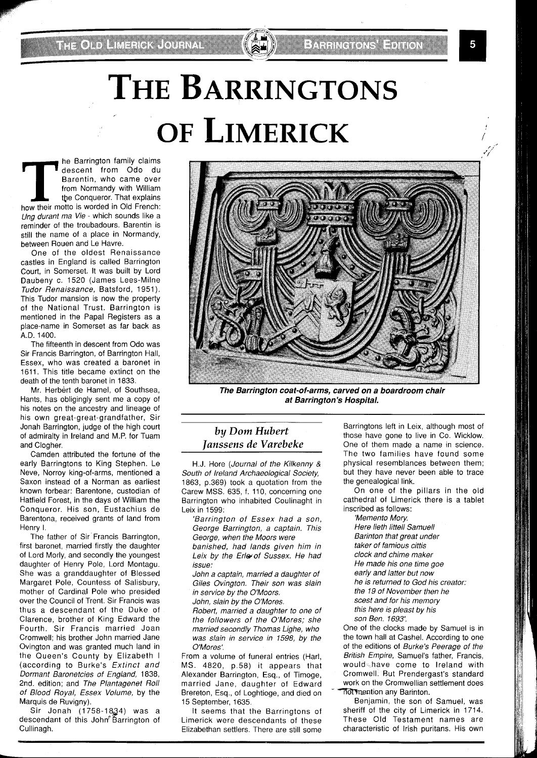# The Barringtons of Limerick

*by Dom Hubert Janssens de Varebeke*

The Barrington family claims descent from Odo du Barentin, who came over from Normandy with William the Conqueror. That explains how their motto is worded in Old French: *Ung durant ma Vie* - which sounds like a reminder of the troubadours. Barentin is still the name of a place in Normandy, between Rouen and Le Havre.

One of the oldest Renaissance castles in England is called Barrington Court, in Somerset. It was built by Lord Daubeny c. 1520 (James Lees-Milne *Tudor Renaissance*, Batsford, 1951). This Tudor mansion is now the property of the National Trust. Barrington is mentioned in the Papal Registers as a place-name in Somerset as far back as A.D. 1400.

The fifteenth in descent from Odo was Sir Francis Barrington, of Barrington Hall, Essex, who was created a baronet in 1611. This title became extinct on the death of the tenth baronet in 1833.

Mr. Herbert de Hamel, of Southsea, Hants, has obligingly sent me a copy of his notes on the ancestry and lineage of his own great-great-grandfather, Sir Jonah Barrington, judge of the high court of admiralty in Ireland and M.P. for Tuam and Clogher.

Camden attributed the fortune of the early Barringtons to King Stephen. Le Neve, Norroy king-of-arms, mentioned a Saxon instead of a Norman as earliest known forbear: Barentone, custodian of Hatfield Forest, in the days of William the Conqueror. His son, Eustachius de Barentona, received grants of land from Henry I.

The father of Sir Francis Barrington, first baronet, married firstly the daughter of Lord Morly, and secondly the youngest daughter of Henry Pole, Lord Montagu. She was a granddaughter of Blessed Margaret Pole, Countess of Salisbury, mother of Cardinal Pole who presided over the Council of Trent. Sir Francis was thus a descendant of the Duke of Clarence, brother of King Edward the Fourth. Sir Francis married Joan Cromwell; his brother John married Jane Ovington and was granted much land in the Queen's County by Elizabeth I (according to Burke's *Extinct and Dormant Baronetcies of England*, 1838, 2nd. edition; and *The Plantagenet Roll of Blood Royal, Essex Volume*, by the Marquis de Ruvigny).

Sir Jonah (1758-1834) was a descendant of this John Barrington of Cullinagh.

The Barrington coat-of-arms, carved on a boardroom chair at Barrington's Hospital.

H.J. Hore (*Journal of the Kilkenny & South of Ireland Archaeological Society*, 1863, p.369) took a quotation from the Carew MSS. 635, f. 110, concerning one Barrington who inhabited Coulinaght in Leix in 1599:

> 'Barrington of Essex had a son, George Barrington, a captain. This George, when the Moors were banished, had lands given him in Leix by the Erle of Sussex. He had issue:
>
> John a captain, married a daughter of Giles Ovington. Their son was slain in service by the O'Moors.
>
> John, slain by the O'Mores.
>
> Robert, married a daughter to one of the followers of the O'Mores; she married secondly Thomas Lighe, who was slain in service in 1598, by the O'Mores'.

From a volume of funeral entries (Harl, MS. 4820, p.58) it appears that Alexander Barrington, Esq., of Timoge, married Jane, daughter of Edward Brereton, Esq., of Loghtioge, and died on 15 September, 1635.

It seems that the Barringtons of Limerick were descendants of these Elizabethan settlers. There are still some Barringtons left in Leix, although most of those have gone to live in Co. Wicklow. One of them made a name in science. The two families have found some physical resemblances between them; but they have never been able to trace the genealogical link.

On one of the pillars in the old cathedral of Limerick there is a tablet inscribed as follows:

> 'Memento Mory.
> Here lieth littell Samuell
> Barinton that great under
> taker of famious cittis
> clock and chime maker
> He made his one time goe
> early and latter but now
> he is returned to God his creator:
> the 19 of November then he
> scest and for his memory
> this here is pleast by his
> son Ben. 1693'.

One of the clocks made by Samuel is in the town hall at Cashel. According to one of the editions of *Burke's Peerage of the British Empire*, Samuel's father, Francis, would have come to Ireland with Cromwell. But Prendergast's standard work on the Cromwellian settlement does not mention any Barinton.

Benjamin, the son of Samuel, was sheriff of the city of Limerick in 1714. These Old Testament names are characteristic of Irish puritans. His own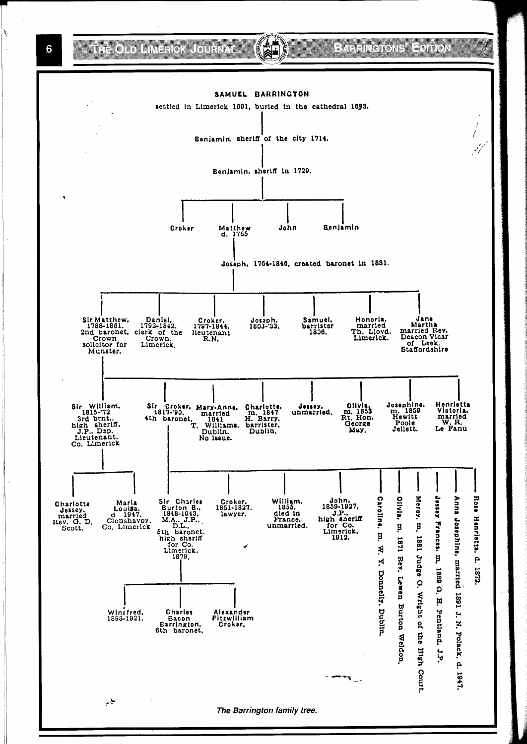# SAMUEL BARRINGTON

settled in Limerick 1691, buried in the cathedral 1693.

- **Benjamin**, sheriff of the city 1714.
  - **Benjamin**, sheriff in 1729.
    - Croker
    - Matthew, d. 1765
      - **Joseph**, 1764-1846, created baronet in 1831.
        - Sir Matthew, 1788-1861, 2nd baronet, Crown solicitor for Munster.
          - Sir William, 1815-'72, 3rd brnt., high sheriff, J.P., Dep. Lieutenant, Co. Limerick
            - Charlotte Jessey, married Rev. G. D. Scott.
            - Maria Louisa, d 1947, Clonshavoy, Co. Limerick
          - Sir Croker, 1817-'90, 4th baronet.
            - Sir Charles Burton B., 1848-1943, M.A., J.P., D.L., 5th baronet, high sheriff for Co. Limerick. 1879.
              - Winifred, 1898-1921.
              - Charles Bacon Barrington, 6th baronet.
              - Alexander Fitzwilliam Croker.
            - Croker, 1851-1827, lawyer.
            - William, 1855, died in France, unmarried.
            - John, 1859-1927, J.P., high sheriff for Co. Limerick, 1912.
            - Caroline, m. W. Y. Donnelly, Dublin.
            - Olivia, m. 1871 Rev. Lewen Burton Weldon.
            - Mercy, m. 1881 Judge G. Wright of the High Court.
            - Jessey Frances, m. 1889 G. H. Pentland, J.P.
            - Anna Josephine, married 1891 J. N. Polack, d. 1947.
            - Rose Henrietta, d. 1872.
          - Mary-Anne, married 1841 T. Williams, Dublin. No issue.
          - Charlotte, m. 1847 H. Barry, barrister, Dublin.
          - Jessey, unmarried.
          - Olivia, m. 1853 Rt. Hon. George May.
          - Josephine, m. 1859 Hewitt Poole Jellett.
          - Henrietta Victoria, married W. R. Le Fanu
        - Daniel, 1792-1842, clerk of the Crown, Limerick.
        - Croker, 1797-1844, lieutenant R.N.
        - Joseph, 1803-'33.
        - Samuel, barrister 1836.
        - Honoria, married Th. Lloyd, Limerick.
        - Jane Martha married Rev. Deacon Vicar of Leek, Staffordshire
    - John
    - Benjamin

*The Barrington family tree.*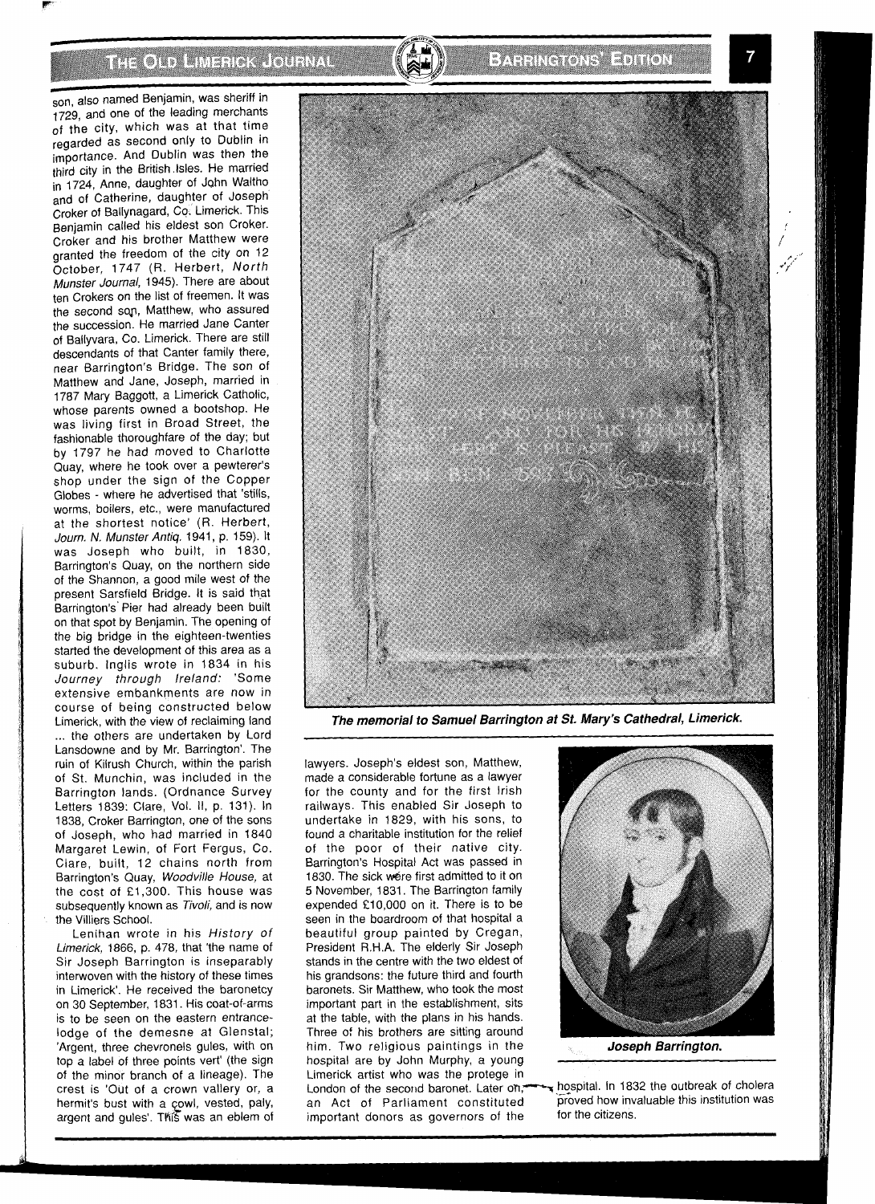son, also named Benjamin, was sheriff in 1729, and one of the leading merchants of the city, which was at that time regarded as second only to Dublin in importance. And Dublin was then the third city in the British Isles. He married in 1724, Anne, daughter of John Waltho and of Catherine, daughter of Joseph Croker of Ballynagard, Co. Limerick. This Benjamin called his eldest son Croker. Croker and his brother Matthew were granted the freedom of the city on 12 October, 1747 (R. Herbert, *North Munster Journal*, 1945). There are about ten Crokers on the list of freemen. It was the second son, Matthew, who assured the succession. He married Jane Canter of Ballyvara, Co. Limerick. There are still descendants of that Canter family there, near Barrington's Bridge. The son of Matthew and Jane, Joseph, married in 1787 Mary Baggott, a Limerick Catholic, whose parents owned a bootshop. He was living first in Broad Street, the fashionable thoroughfare of the day; but by 1797 he had moved to Charlotte Quay, where he took over a pewterer's shop under the sign of the Copper Globes - where he advertised that 'stills, worms, boilers, etc., were manufactured at the shortest notice' (R. Herbert, *Journ. N. Munster Antiq.* 1941, p. 159). It was Joseph who built, in 1830, Barrington's Quay, on the northern side of the Shannon, a good mile west of the present Sarsfield Bridge. It is said that Barrington's Pier had already been built on that spot by Benjamin. The opening of the big bridge in the eighteen-twenties started the development of this area as a suburb. Inglis wrote in 1834 in his *Journey through Ireland*: 'Some extensive embankments are now in course of being constructed below Limerick, with the view of reclaiming land ... the others are undertaken by Lord Lansdowne and by Mr. Barrington'. The ruin of Kilrush Church, within the parish of St. Munchin, was included in the Barrington lands. (Ordnance Survey Letters 1839: Clare, Vol. II, p. 131). In 1838, Croker Barrington, one of the sons of Joseph, who had married in 1840 Margaret Lewin, of Fort Fergus, Co. Clare, built, 12 chains north from Barrington's Quay, *Woodville House*, at the cost of £1,300. This house was subsequently known as *Tivoli*, and is now the Villiers School.

Lenihan wrote in his *History of Limerick*, 1866, p. 478, that 'the name of Sir Joseph Barrington is inseparably interwoven with the history of these times in Limerick'. He received the baronetcy on 30 September, 1831. His coat-of-arms is to be seen on the eastern entrance-lodge of the demesne at Glenstal; 'Argent, three chevronels gules, with on top a label of three points vert' (the sign of the minor branch of a lineage). The crest is 'Out of a crown vallery or, a hermit's bust with a cowl, vested, paly, argent and gules'. This was an eblem of lawyers. Joseph's eldest son, Matthew, made a considerable fortune as a lawyer for the county and for the first Irish railways. This enabled Sir Joseph to undertake in 1829, with his sons, to found a charitable institution for the relief of the poor of their native city. Barrington's Hospital Act was passed in 1830. The sick were first admitted to it on 5 November, 1831. The Barrington family expended £10,000 on it. There is to be seen in the boardroom of that hospital a beautiful group painted by Cregan, President R.H.A. The elderly Sir Joseph stands in the centre with the two eldest of his grandsons: the future third and fourth baronets. Sir Matthew, who took the most important part in the establishment, sits at the table, with the plans in his hands. Three of his brothers are sitting around him. Two religious paintings in the hospital are by John Murphy, a young Limerick artist who was the protege in London of the second baronet. Later on, an Act of Parliament constituted important donors as governors of the hospital. In 1832 the outbreak of cholera proved how invaluable this institution was for the citizens.

**The memorial to Samuel Barrington at St. Mary's Cathedral, Limerick.**

**Joseph Barrington.**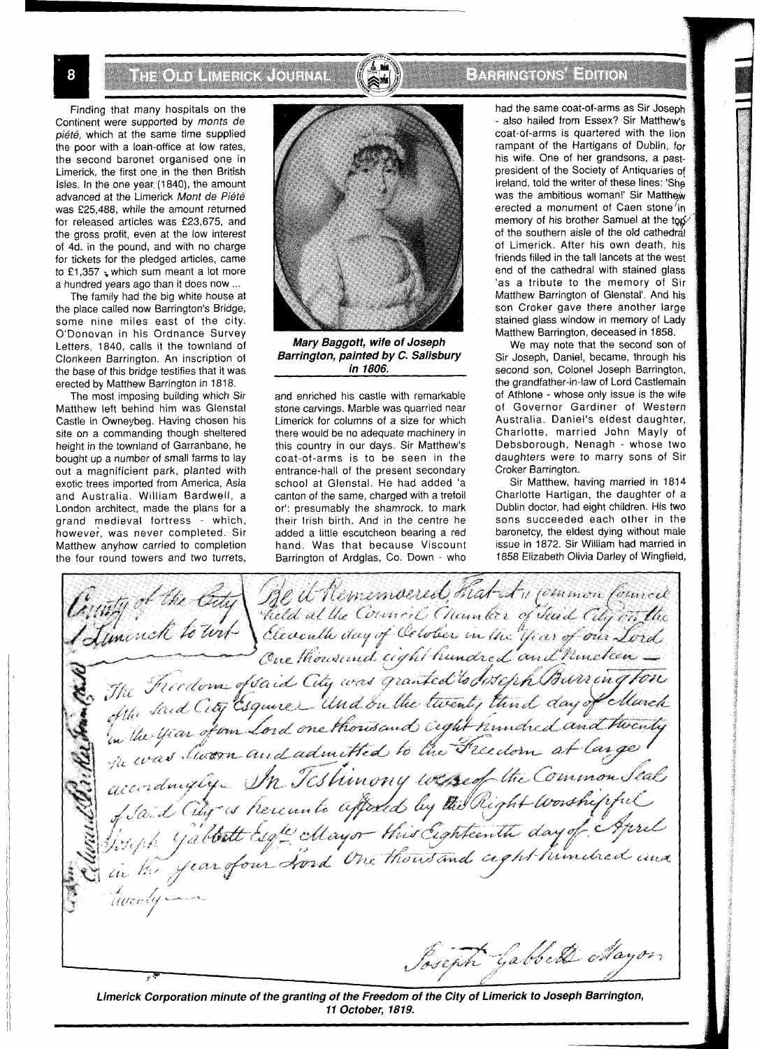Finding that many hospitals on the Continent were supported by *monts de piété*, which at the same time supplied the poor with a loan-office at low rates, the second baronet organised one in Limerick, the first one in the then British Isles. In the one year (1840), the amount advanced at the Limerick *Mont de Piété* was £25,488, while the amount returned for released articles was £23,675, and the gross profit, even at the low interest of 4d. in the pound, and with no charge for tickets for the pledged articles, came to £1,357, which sum meant a lot more a hundred years ago than it does now ...

The family had the big white house at the place called now Barrington's Bridge, some nine miles east of the city. O'Donovan in his Ordnance Survey Letters, 1840, calls it the townland of Clonkeen Barrington. An inscription of the base of this bridge testifies that it was erected by Matthew Barrington in 1818.

The most imposing building which Sir Matthew left behind him was Glenstal Castle in Owneybeg. Having chosen his site on a commanding though sheltered height in the townland of Garranbane, he bought up a number of small farms to lay out a magnificient park, planted with exotic trees imported from America, Asia and Australia. William Bardwell, a London architect, made the plans for a grand medieval fortress - which, however, was never completed. Sir Matthew anyhow carried to completion the four round towers and two turrets, and enriched his castle with remarkable stone carvings. Marble was quarried near Limerick for columns of a size for which there would be no adequate machinery in this country in our days. Sir Matthew's coat-of-arms is to be seen in the entrance-hall of the present secondary school at Glenstal. He had added 'a canton of the same, charged with a trefoil or': presumably the shamrock, to mark their Irish birth. And in the centre he added a little escutcheon bearing a red hand. Was that because Viscount Barrington of Ardglas, Co. Down - who had the same coat-of-arms as Sir Joseph - also hailed from Essex? Sir Matthew's coat-of-arms is quartered with the lion rampant of the Hartigans of Dublin, for his wife. One of her grandsons, a past-president of the Society of Antiquaries of Ireland, told the writer of these lines: 'She was the ambitious woman!' Sir Matthew erected a monument of Caen stone in memory of his brother Samuel at the top of the southern aisle of the old cathedral of Limerick. After his own death, his friends filled in the tall lancets at the west end of the cathedral with stained glass 'as a tribute to the memory of Sir Matthew Barrington of Glenstal'. And his son Croker gave there another large stained glass window in memory of Lady Matthew Barrington, deceased in 1858.

*Mary Baggott, wife of Joseph Barrington, painted by C. Salisbury in 1806.*

We may note that the second son of Sir Joseph, Daniel, became, through his second son, Colonel Joseph Barrington, the grandfather-in-law of Lord Castlemain of Athlone - whose only issue is the wife of Governor Gardiner of Western Australia. Daniel's eldest daughter, Charlotte, married John Mayly of Debsborough, Nenagh - whose two daughters were to marry sons of Sir Croker Barrington.

Sir Matthew, having married in 1814 Charlotte Hartigan, the daughter of a Dublin doctor, had eight children. His two sons succeeded each other in the baronetcy, the eldest dying without male issue in 1872. Sir William had married in 1858 Elizabeth Olivia Darley of Wingfield,

County of the City of Limerick to wit — Be it Remembered that at a Common Council held at the Council Chamber of said City on the Eleventh day of October in the Year of our Lord One thousand eight hundred and Nineteen — The Freedom of said City was granted to Joseph Barrington of the said City Esquire — And on the twenty third day of March in the Year of our Lord one thousand eight hundred and Twenty he was Sworn and admitted to the Freedom at large accordingly — In Testimony whereof the Common Seal of said City is hereunto affixed by the Right Worshipful Joseph Gabbett Esqre Mayor this Eighteenth day of April in the year of our Lord One thousand eight hundred and twenty —

Joseph Gabbett Mayor

*Limerick Corporation minute of the granting of the Freedom of the City of Limerick to Joseph Barrington, 11 October, 1819.*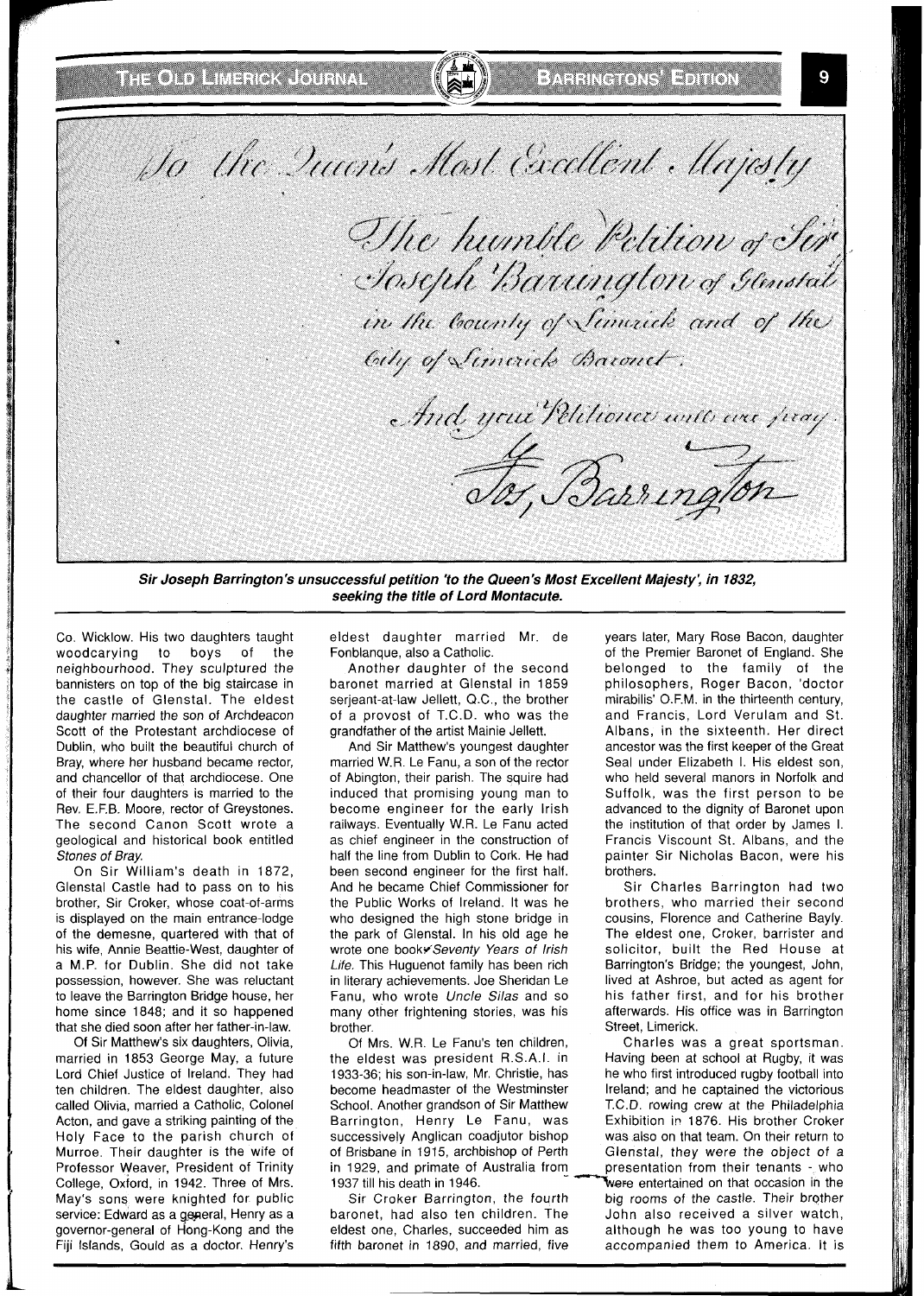To the Queen's Most Excellent Majesty

The humble Petition of Sir Joseph Barrington of Glenstal in the County of Limerick and of the City of Limerick Baronet.

And your Petitioner will ever pray.

Jos. Barrington

**Sir Joseph Barrington's unsuccessful petition 'to the Queen's Most Excellent Majesty', in 1832, seeking the title of Lord Montacute.**

Co. Wicklow. His two daughters taught woodcarying to boys of the neighbourhood. They sculptured the bannisters on top of the big staircase in the castle of Glenstal. The eldest daughter married the son of Archdeacon Scott of the Protestant archdiocese of Dublin, who built the beautiful church of Bray, where her husband became rector, and chancellor of that archdiocese. One of their four daughters is married to the Rev. E.F.B. Moore, rector of Greystones. The second Canon Scott wrote a geological and historical book entitled *Stones of Bray.*

On Sir William's death in 1872, Glenstal Castle had to pass on to his brother, Sir Croker, whose coat-of-arms is displayed on the main entrance-lodge of the demesne, quartered with that of his wife, Annie Beattie-West, daughter of a M.P. for Dublin. She did not take possession, however. She was reluctant to leave the Barrington Bridge house, her home since 1848; and it so happened that she died soon after her father-in-law.

Of Sir Matthew's six daughters, Olivia, married in 1853 George May, a future Lord Chief Justice of Ireland. They had ten children. The eldest daughter, also called Olivia, married a Catholic, Colonel Acton, and gave a striking painting of the Holy Face to the parish church of Murroe. Their daughter is the wife of Professor Weaver, President of Trinity College, Oxford, in 1942. Three of Mrs. May's sons were knighted for public service: Edward as a general, Henry as a governor-general of Hong-Kong and the Fiji Islands, Gould as a doctor. Henry's eldest daughter married Mr. de Fonblanque, also a Catholic.

Another daughter of the second baronet married at Glenstal in 1859 serjeant-at-law Jellett, Q.C., the brother of a provost of T.C.D. who was the grandfather of the artist Mainie Jellett.

And Sir Matthew's youngest daughter married W.R. Le Fanu, a son of the rector of Abington, their parish. The squire had induced that promising young man to become engineer for the early Irish railways. Eventually W.R. Le Fanu acted as chief engineer in the construction of half the line from Dublin to Cork. He had been second engineer for the first half. And he became Chief Commissioner for the Public Works of Ireland. It was he who designed the high stone bridge in the park of Glenstal. In his old age he wrote one book *Seventy Years of Irish Life.* This Huguenot family has been rich in literary achievements. Joe Sheridan Le Fanu, who wrote *Uncle Silas* and so many other frightening stories, was his brother.

Of Mrs. W.R. Le Fanu's ten children, the eldest was president R.S.A.I. in 1933-36; his son-in-law, Mr. Christie, has become headmaster of the Westminster School. Another grandson of Sir Matthew Barrington, Henry Le Fanu, was successively Anglican coadjutor bishop of Brisbane in 1915, archbishop of Perth in 1929, and primate of Australia from 1937 till his death in 1946.

Sir Croker Barrington, the fourth baronet, had also ten children. The eldest one, Charles, succeeded him as fifth baronet in 1890, and married, five years later, Mary Rose Bacon, daughter of the Premier Baronet of England. She belonged to the family of the philosophers, Roger Bacon, 'doctor mirabilis' O.F.M. in the thirteenth century, and Francis, Lord Verulam and St. Albans, in the sixteenth. Her direct ancestor was the first keeper of the Great Seal under Elizabeth I. His eldest son, who held several manors in Norfolk and Suffolk, was the first person to be advanced to the dignity of Baronet upon the institution of that order by James I. Francis Viscount St. Albans, and the painter Sir Nicholas Bacon, were his brothers.

Sir Charles Barrington had two brothers, who married their second cousins, Florence and Catherine Bayly. The eldest one, Croker, barrister and solicitor, built the Red House at Barrington's Bridge; the youngest, John, lived at Ashroe, but acted as agent for his father first, and for his brother afterwards. His office was in Barrington Street, Limerick.

Charles was a great sportsman. Having been at school at Rugby, it was he who first introduced rugby football into Ireland; and he captained the victorious T.C.D. rowing crew at the Philadelphia Exhibition in 1876. His brother Croker was also on that team. On their return to Glenstal, they were the object of a presentation from their tenants - who were entertained on that occasion in the big rooms of the castle. Their brother John also received a silver watch, although he was too young to have accompanied them to America. It is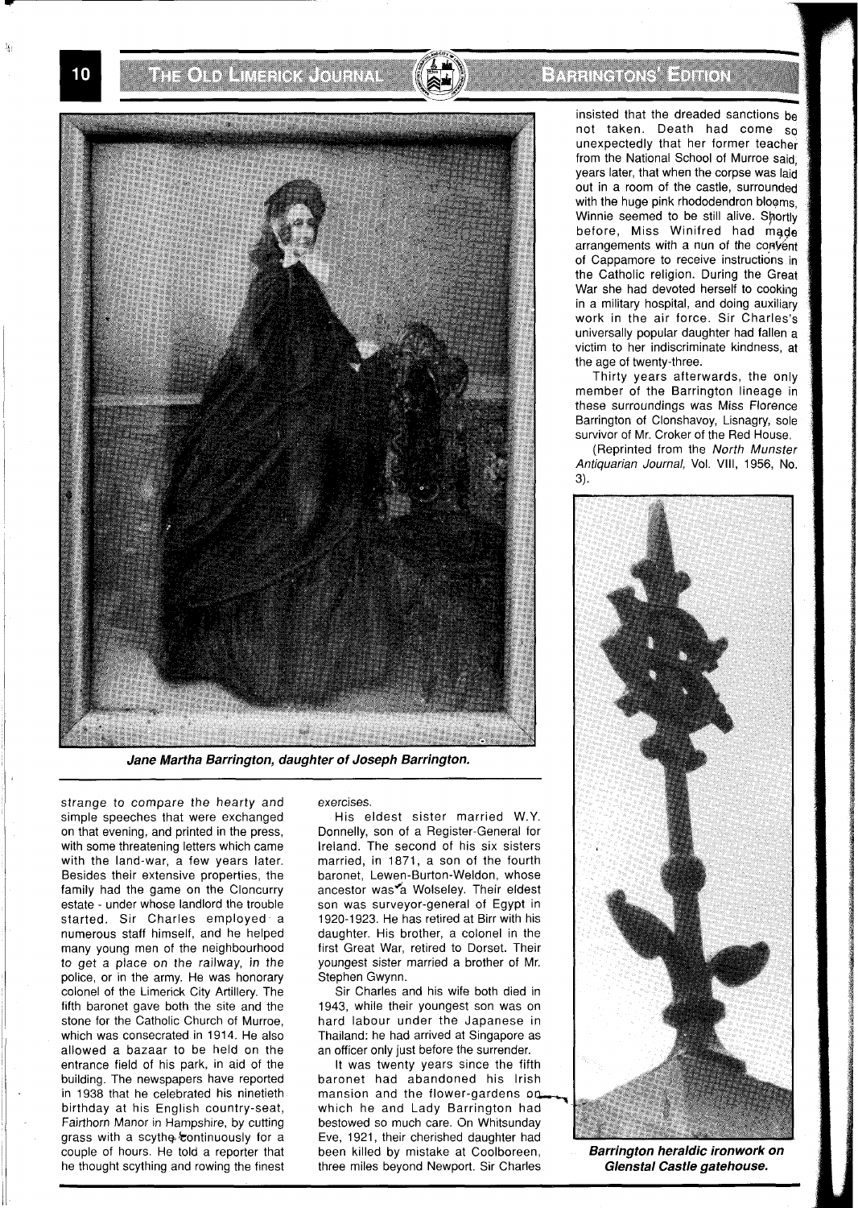Jane Martha Barrington, daughter of Joseph Barrington.

strange to compare the hearty and simple speeches that were exchanged on that evening, and printed in the press, with some threatening letters which came with the land-war, a few years later. Besides their extensive properties, the family had the game on the Cloncurry estate - under whose landlord the trouble started. Sir Charles employed a numerous staff himself, and he helped many young men of the neighbourhood to get a place on the railway, in the police, or in the army. He was honorary colonel of the Limerick City Artillery. The fifth baronet gave both the site and the stone for the Catholic Church of Murroe, which was consecrated in 1914. He also allowed a bazaar to be held on the entrance field of his park, in aid of the building. The newspapers have reported in 1938 that he celebrated his ninetieth birthday at his English country-seat, Fairthorn Manor in Hampshire, by cutting grass with a scythe continuously for a couple of hours. He told a reporter that he thought scything and rowing the finest exercises.

His eldest sister married W.Y. Donnelly, son of a Register-General for Ireland. The second of his six sisters married, in 1871, a son of the fourth baronet, Lewen-Burton-Weldon, whose ancestor was a Wolseley. Their eldest son was surveyor-general of Egypt in 1920-1923. He has retired at Birr with his daughter. His brother, a colonel in the first Great War, retired to Dorset. Their youngest sister married a brother of Mr. Stephen Gwynn.

Sir Charles and his wife both died in 1943, while their youngest son was on hard labour under the Japanese in Thailand: he had arrived at Singapore as an officer only just before the surrender.

It was twenty years since the fifth baronet had abandoned his Irish mansion and the flower-gardens on which he and Lady Barrington had bestowed so much care. On Whitsunday Eve, 1921, their cherished daughter had been killed by mistake at Coolboreen, three miles beyond Newport. Sir Charles insisted that the dreaded sanctions be not taken. Death had come so unexpectedly that her former teacher from the National School of Murroe said, years later, that when the corpse was laid out in a room of the castle, surrounded with the huge pink rhododendron blooms, Winnie seemed to be still alive. Shortly before, Miss Winifred had made arrangements with a nun of the convent of Cappamore to receive instructions in the Catholic religion. During the Great War she had devoted herself to cooking in a military hospital, and doing auxiliary work in the air force. Sir Charles's universally popular daughter had fallen a victim to her indiscriminate kindness, at the age of twenty-three.

Thirty years afterwards, the only member of the Barrington lineage in these surroundings was Miss Florence Barrington of Clonshavoy, Lisnagry, sole survivor of Mr. Croker of the Red House.

(Reprinted from the *North Munster Antiquarian Journal*, Vol. VIII, 1956, No. 3).

Barrington heraldic ironwork on Glenstal Castle gatehouse.